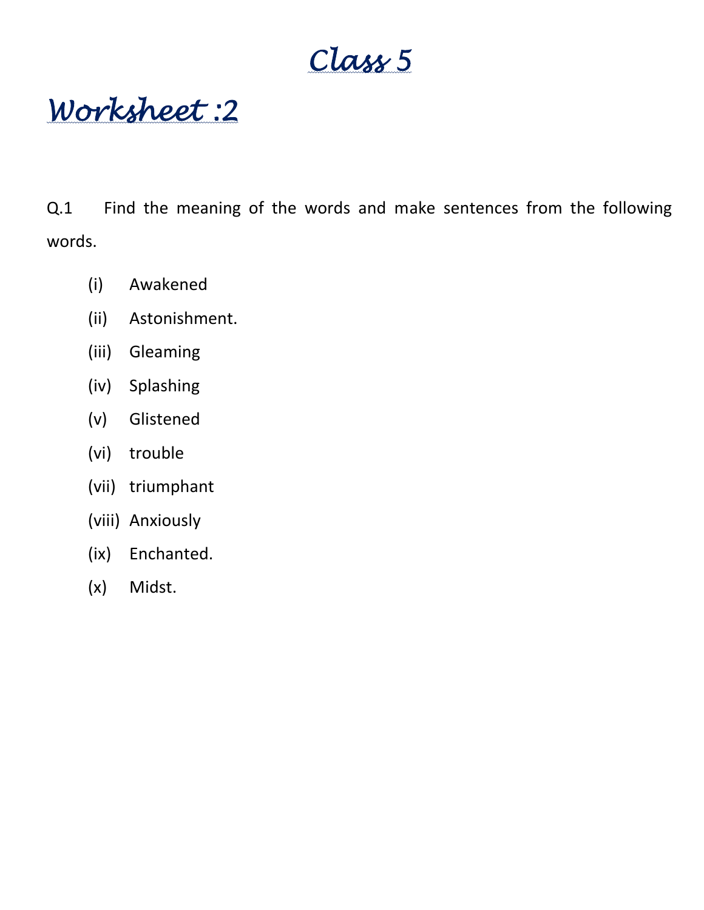# Class 5

## Worksheet :2

Q.1 Find the meaning of the words and make sentences from the following words.

(i) Awakened

(ii) Astonishment.

(iii) Gleaming

(iv) Splashing

(v) Glistened

(vi) trouble

(vii) triumphant

(viii) Anxiously

(ix) Enchanted.

(x) Midst.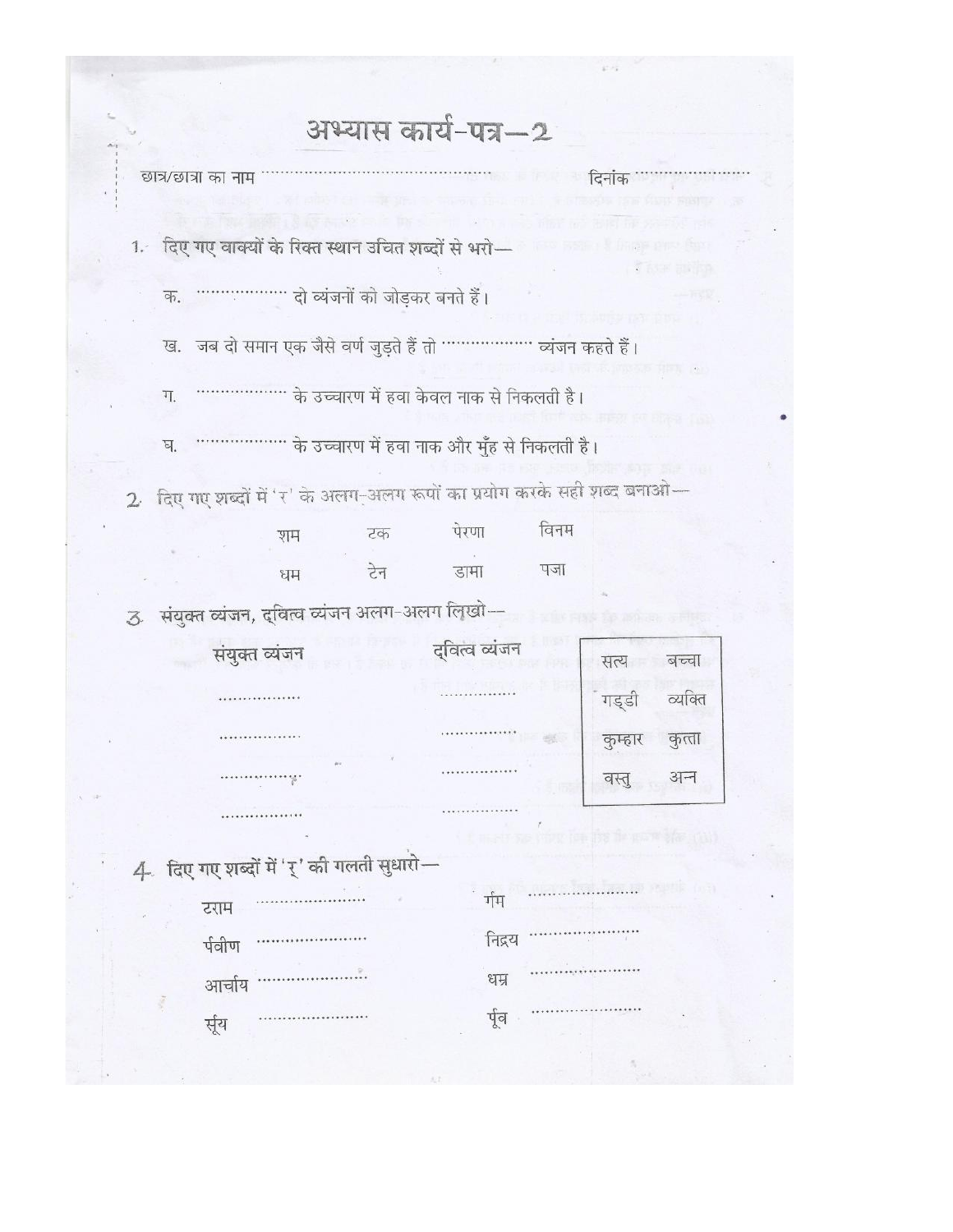# अभ्यास कार्य-पत्र—2

छात्र/छात्रा का नाम .................................................. दिनांक ..................

1. दिए गए वाक्यों के रिक्त स्थान उचित शब्दों से भरो—

   क. .................. दो व्यंजनों को जोड़कर बनते हैं।

   ख. जब दो समान एक जैसे वर्ण जुड़ते हैं तो .................. व्यंजन कहते हैं।

   ग. .................. के उच्चारण में हवा केवल नाक से निकलती है।

   घ. .................. के उच्चारण में हवा नाक और मुँह से निकलती है।

2. दिए गए शब्दों में 'र' के अलग-अलग रूपों का प्रयोग करके सही शब्द बनाओ—

| | | | |
|---|---|---|---|
| शम | टक | पेरणा | विनम |
| धम | टेन | डामा | पजा |

3. संयुक्त व्यंजन, द्वित्व व्यंजन अलग-अलग लिखो—

| संयुक्त व्यंजन | द्वित्व व्यंजन |
|---|---|
| ................ | ................ |
| ................ | ................ |
| ................ | ................ |
| ................ | ................ |

| | |
|---|---|
| सत्य | बच्चा |
| गड्डी | व्यक्ति |
| कुम्हार | कुत्ता |
| वस्तु | अन्न |

4. दिए गए शब्दों में 'र्' की गलती सुधारो—

| | | | |
|---|---|---|---|
| टराम | .................... | र्गम | .................... |
| पर्वीण | .................... | निद्रय | .................... |
| आर्चाय | .................... | धम्र | .................... |
| सूंर्य | .................... | पूंर्व | .................... |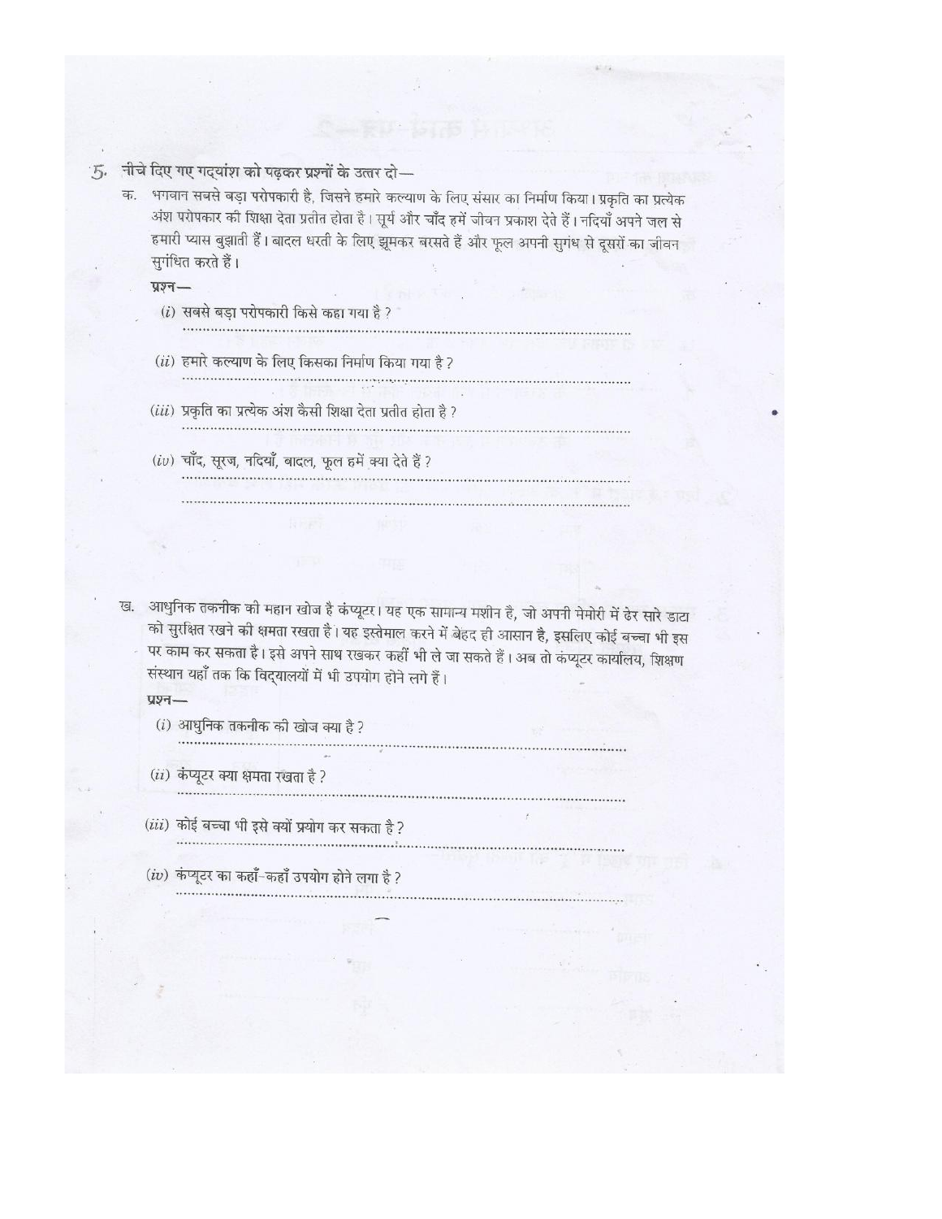5. नीचे दिए गए गद्यांश को पढ़कर प्रश्नों के उत्तर दो—

क. भगवान सबसे बड़ा परोपकारी है, जिसने हमारे कल्याण के लिए संसार का निर्माण किया। प्रकृति का प्रत्येक अंश परोपकार की शिक्षा देता प्रतीत होता है। सूर्य और चाँद हमें जीवन प्रकाश देते हैं। नदियाँ अपने जल से हमारी प्यास बुझाती हैं। बादल धरती के लिए झूमकर बरसते हैं और फूल अपनी सुगंध से दूसरों का जीवन सुगंधित करते हैं।

प्रश्न—

(i) सबसे बड़ा परोपकारी किसे कहा गया है ?
..............................................................................................................

(ii) हमारे कल्याण के लिए किसका निर्माण किया गया है ?
..............................................................................................................

(iii) प्रकृति का प्रत्येक अंश कैसी शिक्षा देता प्रतीत होता है ?
..............................................................................................................

(iv) चाँद, सूरज, नदियाँ, बादल, फूल हमें क्या देते हैं ?
..............................................................................................................
..............................................................................................................

ख. आधुनिक तकनीक की महान खोज है कंप्यूटर। यह एक सामान्य मशीन है, जो अपनी मेमोरी में ढेर सारे डाटा को सुरक्षित रखने की क्षमता रखता है। यह इस्तेमाल करने में बेहद ही आसान है, इसलिए कोई बच्चा भी इस पर काम कर सकता है। इसे अपने साथ रखकर कहीं भी ले जा सकते हैं। अब तो कंप्यूटर कार्यालय, शिक्षण संस्थान यहाँ तक कि विद्यालयों में भी उपयोग होने लगे हैं।

प्रश्न—

(i) आधुनिक तकनीक की खोज क्या है ?
..............................................................................................................

(ii) कंप्यूटर क्या क्षमता रखता है ?
..............................................................................................................

(iii) कोई बच्चा भी इसे क्यों प्रयोग कर सकता है ?
..............................................................................................................

(iv) कंप्यूटर का कहाँ-कहाँ उपयोग होने लगा है ?
..............................................................................................................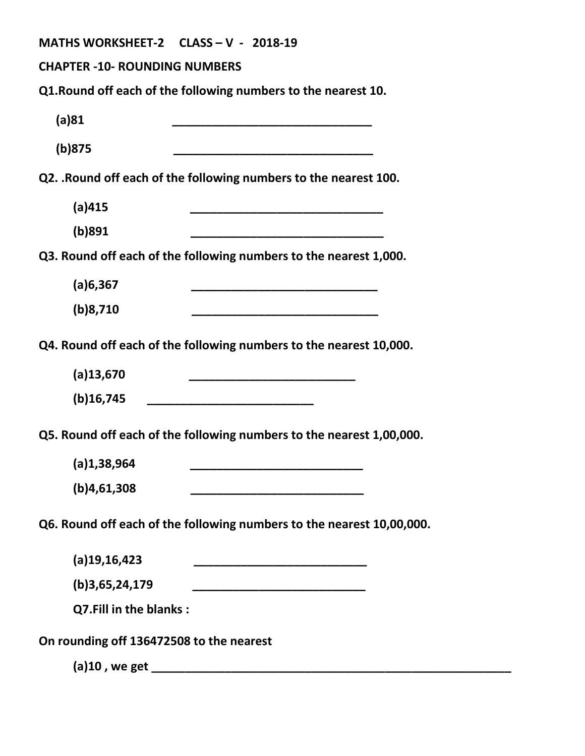**MATHS WORKSHEET-2 CLASS – V - 2018-19**

**CHAPTER -10- ROUNDING NUMBERS**

**Q1.Round off each of the following numbers to the nearest 10.**

**(a)81** ________________________________

**(b)875** ________________________________

**Q2. .Round off each of the following numbers to the nearest 100.**

**(a)415** ________________________________

**(b)891** ________________________________

**Q3. Round off each of the following numbers to the nearest 1,000.**

**(a)6,367** ______________________________

**(b)8,710** ______________________________

**Q4. Round off each of the following numbers to the nearest 10,000.**

**(a)13,670** ___________________________

**(b)16,745** ___________________________

**Q5. Round off each of the following numbers to the nearest 1,00,000.**

**(a)1,38,964** ____________________________

**(b)4,61,308** ____________________________

**Q6. Round off each of the following numbers to the nearest 10,00,000.**

**(a)19,16,423** ____________________________

**(b)3,65,24,179** ____________________________

**Q7.Fill in the blanks :**

**On rounding off 136472508 to the nearest**

**(a)10 , we get** ____________________________________________________________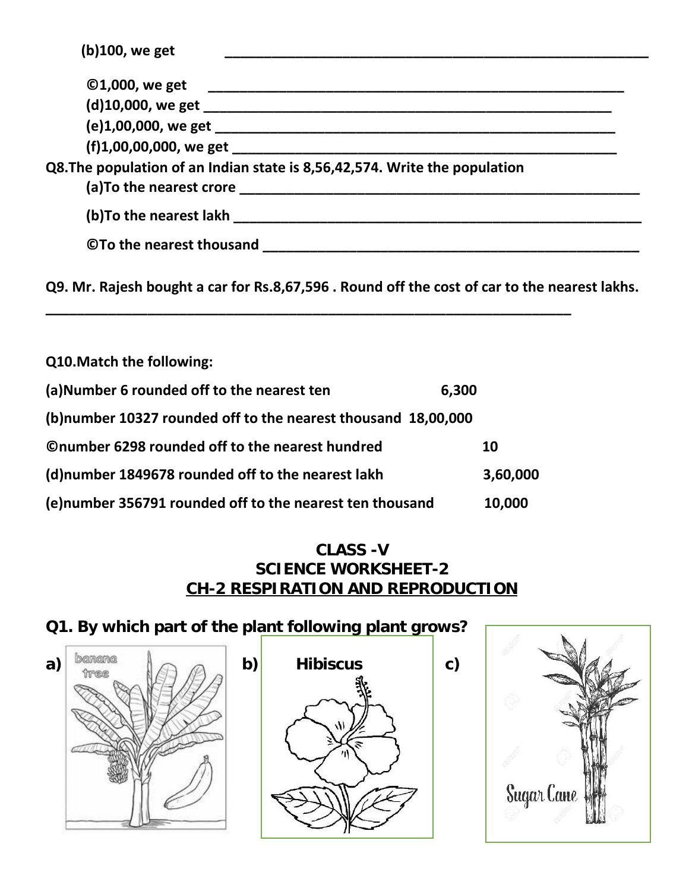(b)100, we get _______________________________________________

©1,000, we get _______________________________________________

(d)10,000, we get _______________________________________________

(e)1,00,000, we get _______________________________________________

(f)1,00,00,000, we get _______________________________________________

**Q8.The population of an Indian state is 8,56,42,574. Write the population**

(a)To the nearest crore _______________________________________________

(b)To the nearest lakh _______________________________________________

©To the nearest thousand _______________________________________________

**Q9. Mr. Rajesh bought a car for Rs.8,67,596 . Round off the cost of car to the nearest lakhs.**

_______________________________________________

**Q10.Match the following:**

| | |
|---|---|
| (a)Number 6 rounded off to the nearest ten | 6,300 |
| (b)number 10327 rounded off to the nearest thousand | 18,00,000 |
| ©number 6298 rounded off to the nearest hundred | 10 |
| (d)number 1849678 rounded off to the nearest lakh | 3,60,000 |
| (e)number 356791 rounded off to the nearest ten thousand | 10,000 |

## CLASS -V
## SCIENCE WORKSHEET-2
## CH-2 RESPIRATION AND REPRODUCTION

**Q1. By which part of the plant following plant grows?**

a) banana tree

b) Hibiscus

c) Sugar Cane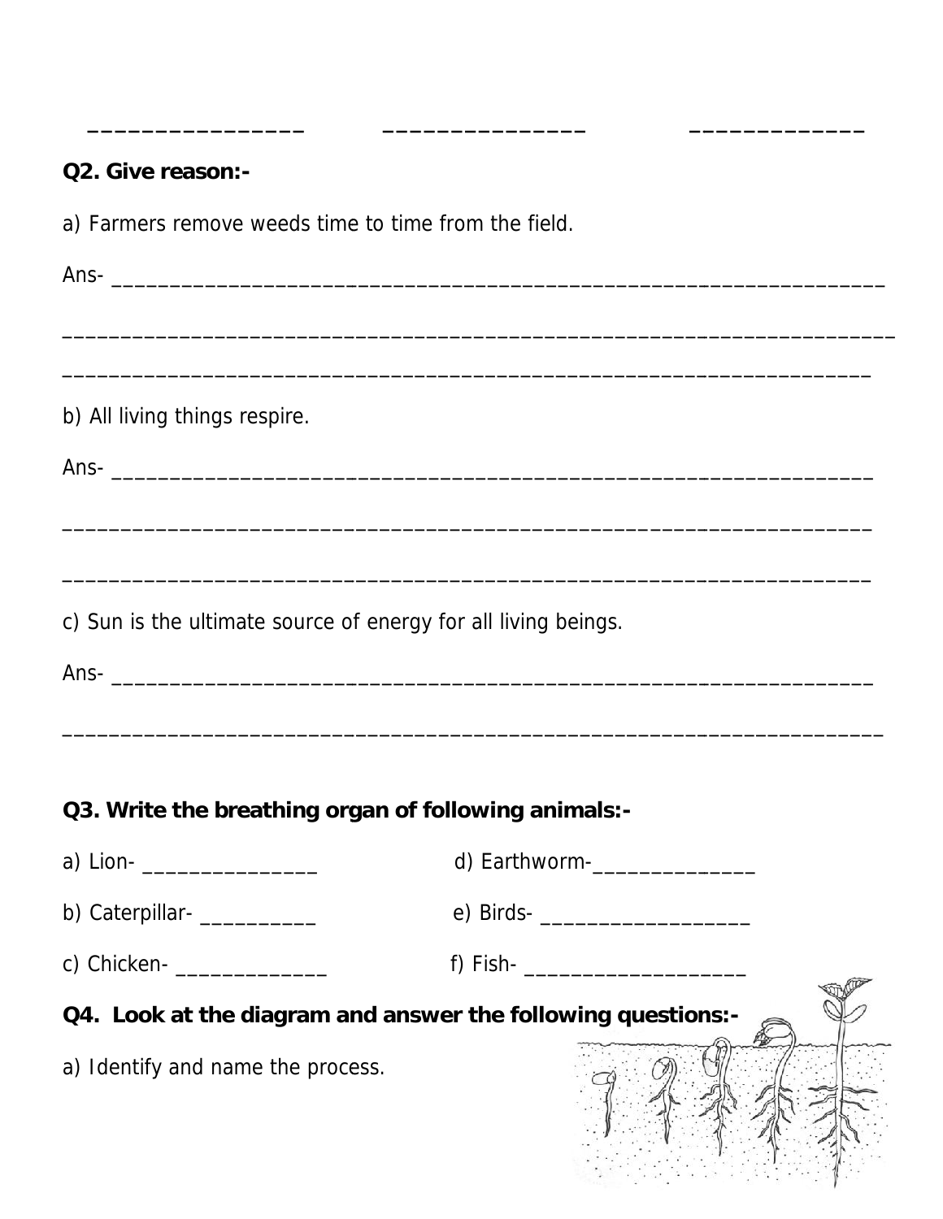_______________ _______________ _____________

**Q2. Give reason:-**

a) Farmers remove weeds time to time from the field.

Ans- ____________________________________________________________________

_________________________________________________________________________

_________________________________________________________________________

b) All living things respire.

Ans- ____________________________________________________________________

_________________________________________________________________________

_________________________________________________________________________

c) Sun is the ultimate source of energy for all living beings.

Ans- ____________________________________________________________________

_________________________________________________________________________

**Q3. Write the breathing organ of following animals:-**

a) Lion- _______________

b) Caterpillar- __________

c) Chicken- _____________

d) Earthworm-______________

e) Birds- __________________

f) Fish- ___________________

**Q4. Look at the diagram and answer the following questions:-**

a) Identify and name the process.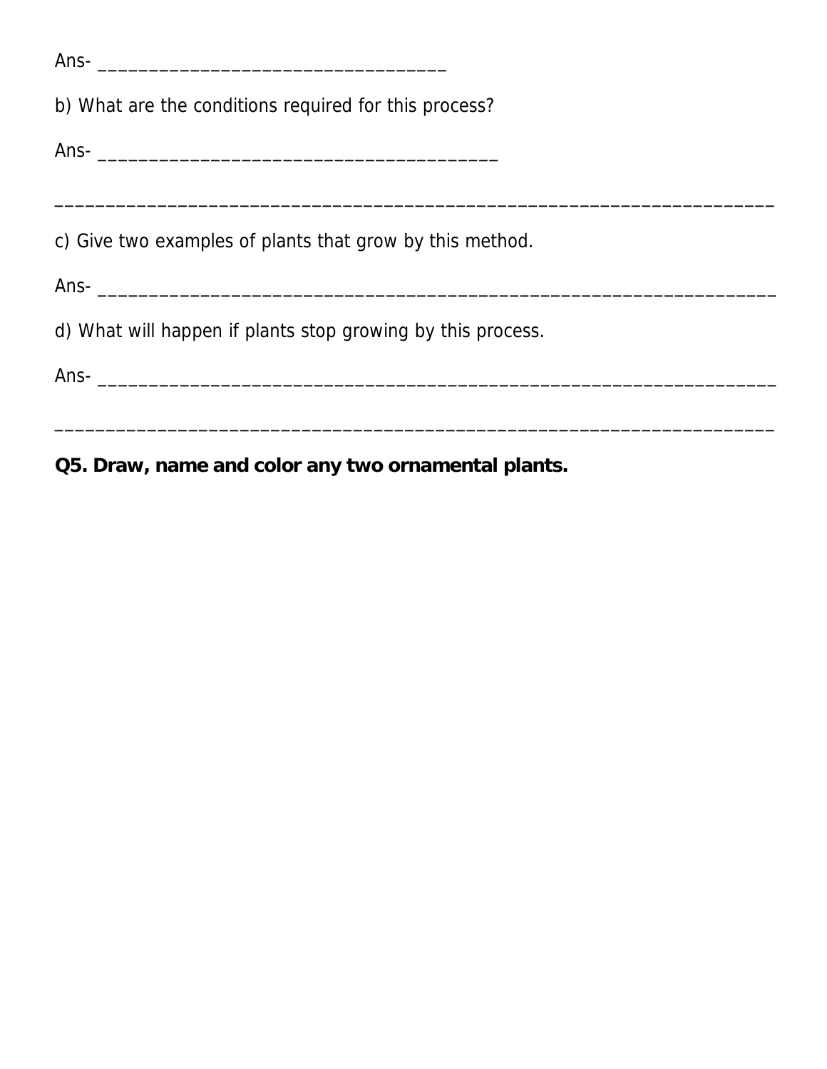Ans- _______________________________

b) What are the conditions required for this process?

Ans- ___________________________________

_______________________________________________________________

c) Give two examples of plants that grow by this method.

Ans- ___________________________________________________________

d) What will happen if plants stop growing by this process.

Ans- ___________________________________________________________

_______________________________________________________________

**Q5. Draw, name and color any two ornamental plants.**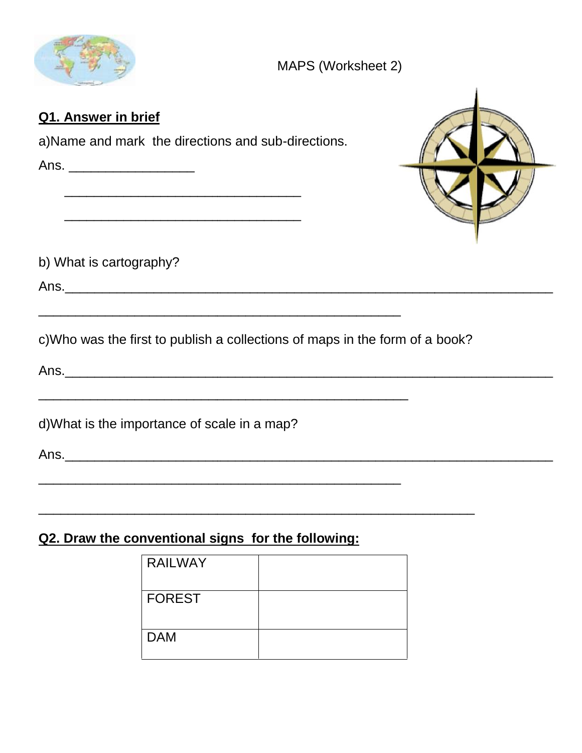MAPS (Worksheet 2)

**Q1. Answer in brief**

a) Name and mark the directions and sub-directions.

Ans. _________________

_________________________________

_________________________________

b) What is cartography?

Ans.___________________________________________________________________

___________________________________________________

c) Who was the first to publish a collections of maps in the form of a book?

Ans.___________________________________________________________________

____________________________________________________

d) What is the importance of scale in a map?

Ans.___________________________________________________________________

___________________________________________________

_____________________________________________________________

**Q2. Draw the conventional signs for the following:**

| | |
|---|---|
| RAILWAY | |
| FOREST | |
| DAM | |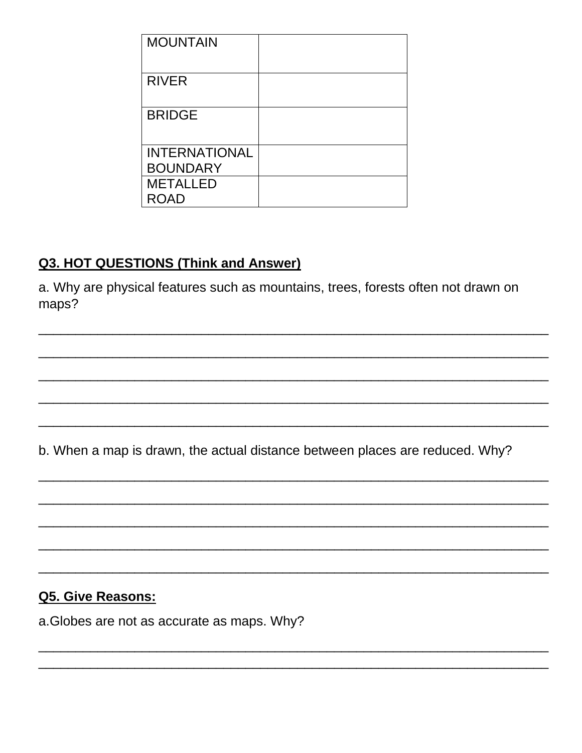| MOUNTAIN | |
|---|---|
| RIVER | |
| BRIDGE | |
| INTERNATIONAL BOUNDARY | |
| METALLED ROAD | |

**Q3. HOT QUESTIONS (Think and Answer)**

a. Why are physical features such as mountains, trees, forests often not drawn on maps?

___________________________________________________________________________

___________________________________________________________________________

___________________________________________________________________________

___________________________________________________________________________

___________________________________________________________________________

b. When a map is drawn, the actual distance between places are reduced. Why?

___________________________________________________________________________

___________________________________________________________________________

___________________________________________________________________________

___________________________________________________________________________

___________________________________________________________________________

**Q5. Give Reasons:**

a.Globes are not as accurate as maps. Why?

___________________________________________________________________________

___________________________________________________________________________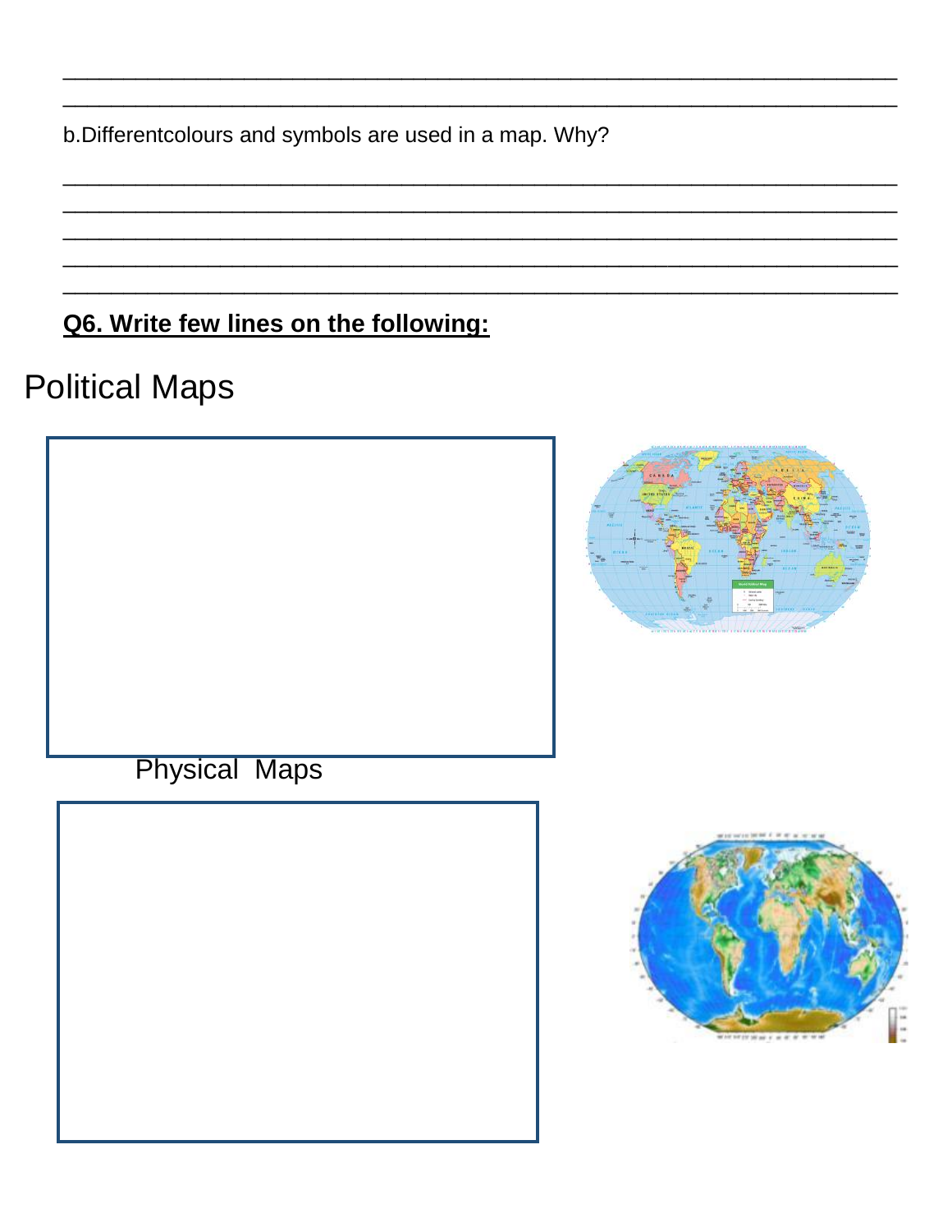______________________________________________________________________
______________________________________________________________________

b.Differentcolours and symbols are used in a map. Why?

______________________________________________________________________
______________________________________________________________________
______________________________________________________________________
______________________________________________________________________
______________________________________________________________________

**Q6. Write few lines on the following:**

Political Maps

Physical Maps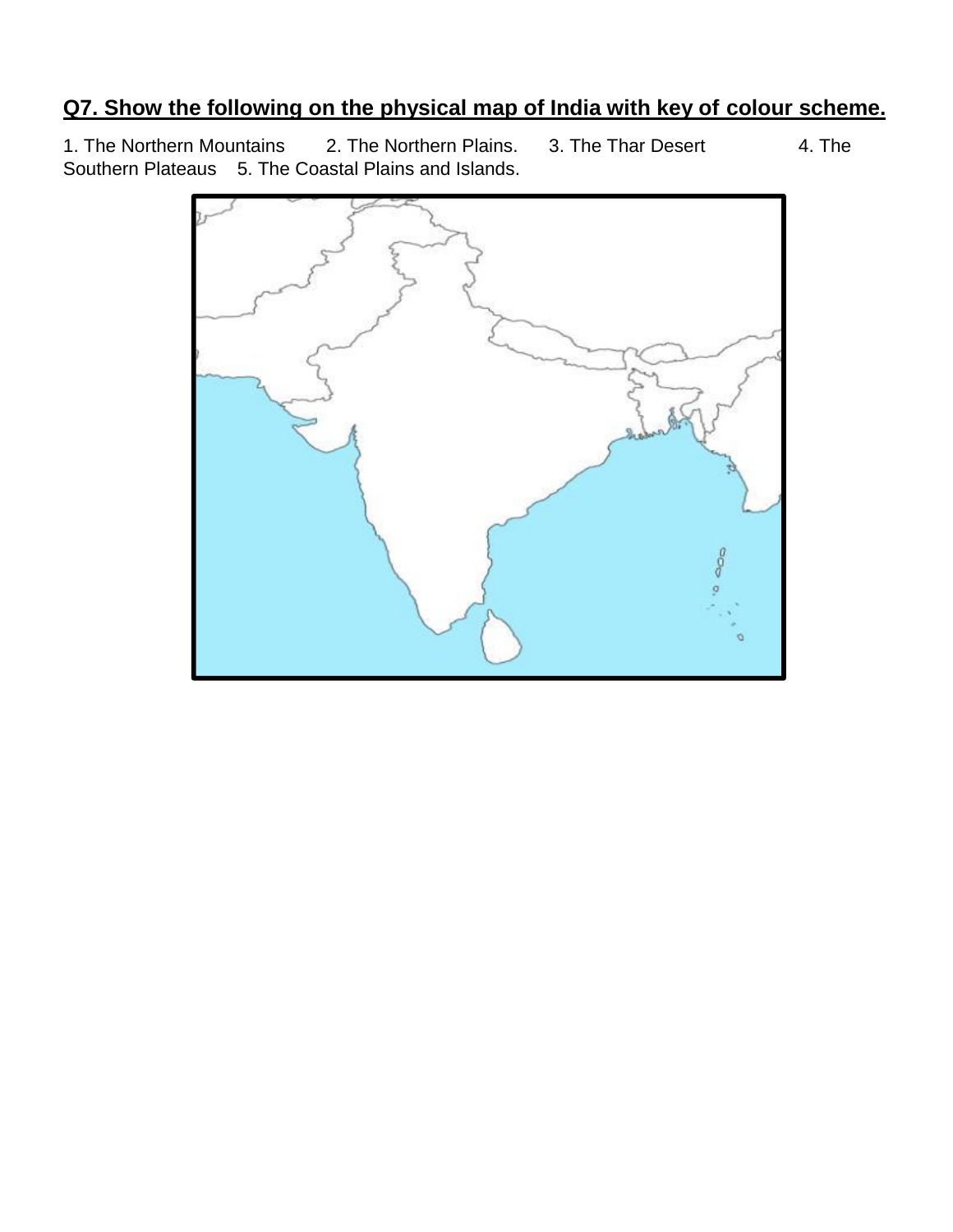## Q7. Show the following on the physical map of India with key of colour scheme.

1. The Northern Mountains 2. The Northern Plains. 3. The Thar Desert 4. The Southern Plateaus 5. The Coastal Plains and Islands.